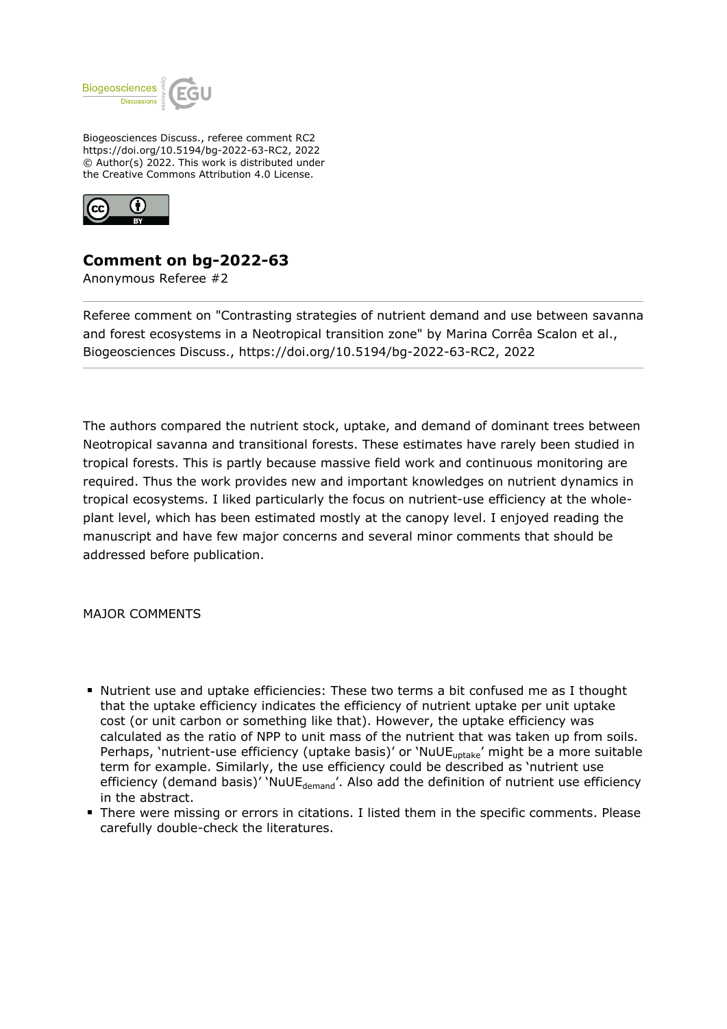Biogeosciences Discuss., referee comment RC2
https://doi.org/10.5194/bg-2022-63-RC2, 2022
© Author(s) 2022. This work is distributed under
the Creative Commons Attribution 4.0 License.

## Comment on bg-2022-63

Anonymous Referee #2

Referee comment on "Contrasting strategies of nutrient demand and use between savanna and forest ecosystems in a Neotropical transition zone" by Marina Corrêa Scalon et al., Biogeosciences Discuss., https://doi.org/10.5194/bg-2022-63-RC2, 2022

The authors compared the nutrient stock, uptake, and demand of dominant trees between Neotropical savanna and transitional forests. These estimates have rarely been studied in tropical forests. This is partly because massive field work and continuous monitoring are required. Thus the work provides new and important knowledges on nutrient dynamics in tropical ecosystems. I liked particularly the focus on nutrient-use efficiency at the whole-plant level, which has been estimated mostly at the canopy level. I enjoyed reading the manuscript and have few major concerns and several minor comments that should be addressed before publication.

MAJOR COMMENTS

- Nutrient use and uptake efficiencies: These two terms a bit confused me as I thought that the uptake efficiency indicates the efficiency of nutrient uptake per unit uptake cost (or unit carbon or something like that). However, the uptake efficiency was calculated as the ratio of NPP to unit mass of the nutrient that was taken up from soils. Perhaps, 'nutrient-use efficiency (uptake basis)' or '$NuUE_{uptake}$' might be a more suitable term for example. Similarly, the use efficiency could be described as 'nutrient use efficiency (demand basis)' '$NuUE_{demand}$'. Also add the definition of nutrient use efficiency in the abstract.
- There were missing or errors in citations. I listed them in the specific comments. Please carefully double-check the literatures.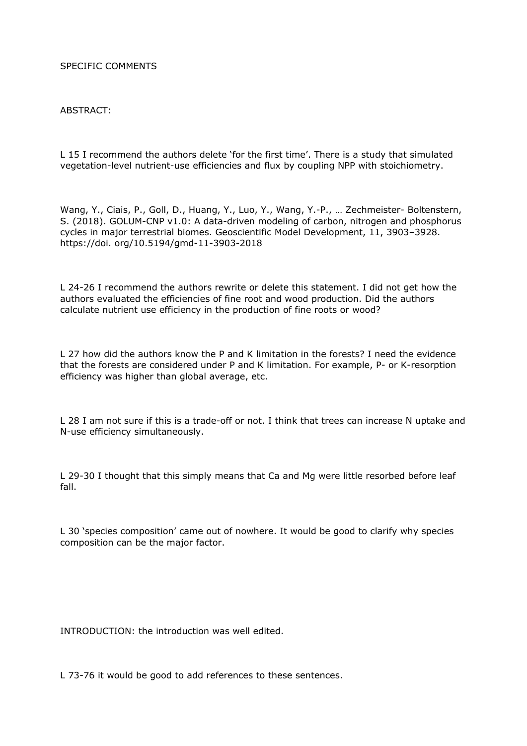SPECIFIC COMMENTS

ABSTRACT:

L 15 I recommend the authors delete 'for the first time'. There is a study that simulated vegetation-level nutrient-use efficiencies and flux by coupling NPP with stoichiometry.

Wang, Y., Ciais, P., Goll, D., Huang, Y., Luo, Y., Wang, Y.-P., … Zechmeister- Boltenstern, S. (2018). GOLUM-CNP v1.0: A data-driven modeling of carbon, nitrogen and phosphorus cycles in major terrestrial biomes. Geoscientific Model Development, 11, 3903–3928. https://doi. org/10.5194/gmd-11-3903-2018

L 24-26 I recommend the authors rewrite or delete this statement. I did not get how the authors evaluated the efficiencies of fine root and wood production. Did the authors calculate nutrient use efficiency in the production of fine roots or wood?

L 27 how did the authors know the P and K limitation in the forests? I need the evidence that the forests are considered under P and K limitation. For example, P- or K-resorption efficiency was higher than global average, etc.

L 28 I am not sure if this is a trade-off or not. I think that trees can increase N uptake and N-use efficiency simultaneously.

L 29-30 I thought that this simply means that Ca and Mg were little resorbed before leaf fall.

L 30 'species composition' came out of nowhere. It would be good to clarify why species composition can be the major factor.

INTRODUCTION: the introduction was well edited.

L 73-76 it would be good to add references to these sentences.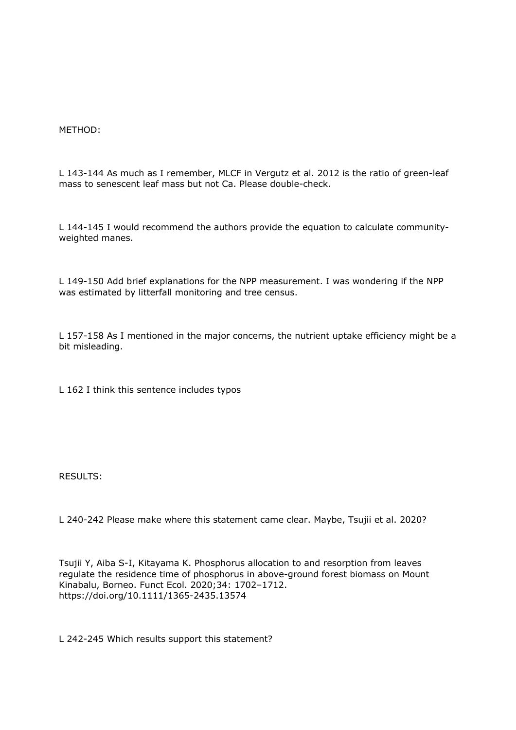METHOD:

L 143-144 As much as I remember, MLCF in Vergutz et al. 2012 is the ratio of green-leaf mass to senescent leaf mass but not Ca. Please double-check.

L 144-145 I would recommend the authors provide the equation to calculate community-weighted manes.

L 149-150 Add brief explanations for the NPP measurement. I was wondering if the NPP was estimated by litterfall monitoring and tree census.

L 157-158 As I mentioned in the major concerns, the nutrient uptake efficiency might be a bit misleading.

L 162 I think this sentence includes typos

RESULTS:

L 240-242 Please make where this statement came clear. Maybe, Tsujii et al. 2020?

Tsujii Y, Aiba S-I, Kitayama K. Phosphorus allocation to and resorption from leaves regulate the residence time of phosphorus in above-ground forest biomass on Mount Kinabalu, Borneo. Funct Ecol. 2020;34: 1702–1712. https://doi.org/10.1111/1365-2435.13574

L 242-245 Which results support this statement?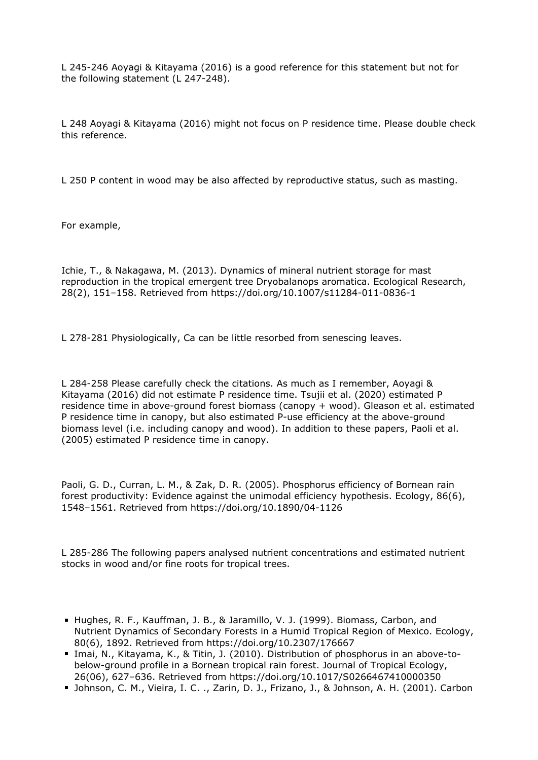L 245-246 Aoyagi & Kitayama (2016) is a good reference for this statement but not for the following statement (L 247-248).

L 248 Aoyagi & Kitayama (2016) might not focus on P residence time. Please double check this reference.

L 250 P content in wood may be also affected by reproductive status, such as masting.

For example,

Ichie, T., & Nakagawa, M. (2013). Dynamics of mineral nutrient storage for mast reproduction in the tropical emergent tree Dryobalanops aromatica. Ecological Research, 28(2), 151–158. Retrieved from https://doi.org/10.1007/s11284-011-0836-1

L 278-281 Physiologically, Ca can be little resorbed from senescing leaves.

L 284-258 Please carefully check the citations. As much as I remember, Aoyagi & Kitayama (2016) did not estimate P residence time. Tsujii et al. (2020) estimated P residence time in above-ground forest biomass (canopy + wood). Gleason et al. estimated P residence time in canopy, but also estimated P-use efficiency at the above-ground biomass level (i.e. including canopy and wood). In addition to these papers, Paoli et al. (2005) estimated P residence time in canopy.

Paoli, G. D., Curran, L. M., & Zak, D. R. (2005). Phosphorus efficiency of Bornean rain forest productivity: Evidence against the unimodal efficiency hypothesis. Ecology, 86(6), 1548–1561. Retrieved from https://doi.org/10.1890/04-1126

L 285-286 The following papers analysed nutrient concentrations and estimated nutrient stocks in wood and/or fine roots for tropical trees.

- Hughes, R. F., Kauffman, J. B., & Jaramillo, V. J. (1999). Biomass, Carbon, and Nutrient Dynamics of Secondary Forests in a Humid Tropical Region of Mexico. Ecology, 80(6), 1892. Retrieved from https://doi.org/10.2307/176667
- Imai, N., Kitayama, K., & Titin, J. (2010). Distribution of phosphorus in an above-to-below-ground profile in a Bornean tropical rain forest. Journal of Tropical Ecology, 26(06), 627–636. Retrieved from https://doi.org/10.1017/S0266467410000350
- Johnson, C. M., Vieira, I. C. ., Zarin, D. J., Frizano, J., & Johnson, A. H. (2001). Carbon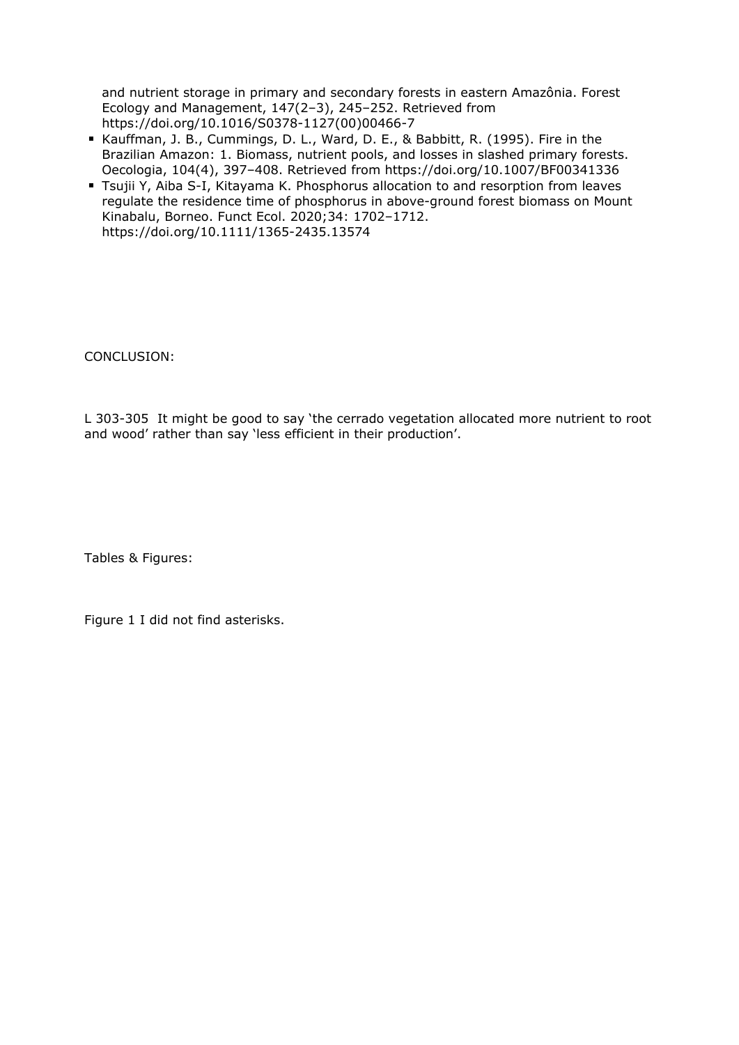and nutrient storage in primary and secondary forests in eastern Amazônia. Forest Ecology and Management, 147(2–3), 245–252. Retrieved from https://doi.org/10.1016/S0378-1127(00)00466-7

- Kauffman, J. B., Cummings, D. L., Ward, D. E., & Babbitt, R. (1995). Fire in the Brazilian Amazon: 1. Biomass, nutrient pools, and losses in slashed primary forests. Oecologia, 104(4), 397–408. Retrieved from https://doi.org/10.1007/BF00341336
- Tsujii Y, Aiba S-I, Kitayama K. Phosphorus allocation to and resorption from leaves regulate the residence time of phosphorus in above-ground forest biomass on Mount Kinabalu, Borneo. Funct Ecol. 2020;34: 1702–1712. https://doi.org/10.1111/1365-2435.13574

CONCLUSION:

L 303-305 It might be good to say 'the cerrado vegetation allocated more nutrient to root and wood' rather than say 'less efficient in their production'.

Tables & Figures:

Figure 1 I did not find asterisks.